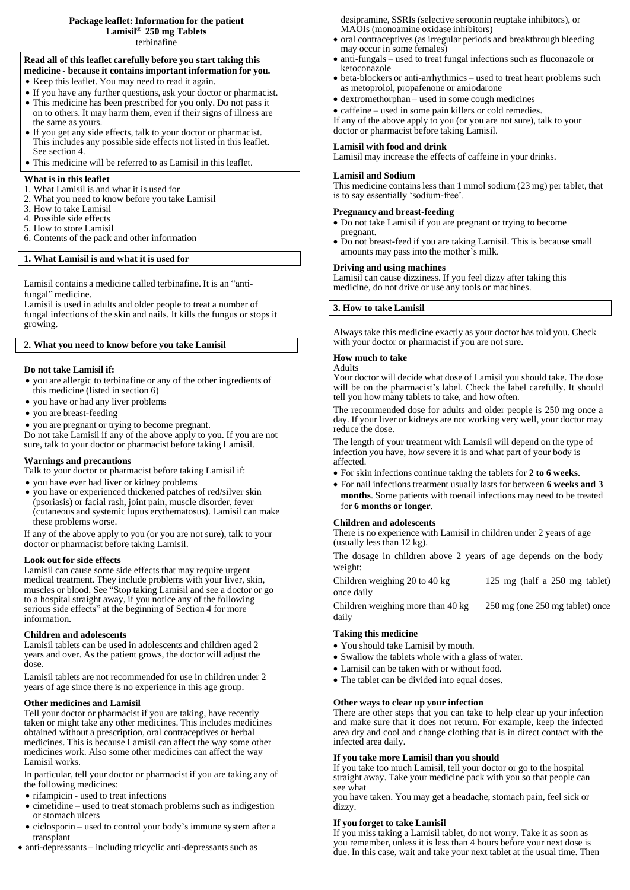**Package leaflet: Information for the patient**
**Lamisil® 250 mg Tablets**
terbinafine

**Read all of this leaflet carefully before you start taking this medicine - because it contains important information for you.**

- Keep this leaflet. You may need to read it again.
- If you have any further questions, ask your doctor or pharmacist.
- This medicine has been prescribed for you only. Do not pass it on to others. It may harm them, even if their signs of illness are the same as yours.
- If you get any side effects, talk to your doctor or pharmacist. This includes any possible side effects not listed in this leaflet. See section 4.
- This medicine will be referred to as Lamisil in this leaflet.

**What is in this leaflet**

1. What Lamisil is and what it is used for
2. What you need to know before you take Lamisil
3. How to take Lamisil
4. Possible side effects
5. How to store Lamisil
6. Contents of the pack and other information

## 1. What Lamisil is and what it is used for

Lamisil contains a medicine called terbinafine. It is an "anti-fungal" medicine.
Lamisil is used in adults and older people to treat a number of fungal infections of the skin and nails. It kills the fungus or stops it growing.

## 2. What you need to know before you take Lamisil

**Do not take Lamisil if:**

- you are allergic to terbinafine or any of the other ingredients of this medicine (listed in section 6)
- you have or had any liver problems
- you are breast-feeding
- you are pregnant or trying to become pregnant.

Do not take Lamisil if any of the above apply to you. If you are not sure, talk to your doctor or pharmacist before taking Lamisil.

**Warnings and precautions**

Talk to your doctor or pharmacist before taking Lamisil if:

- you have ever had liver or kidney problems
- you have or experienced thickened patches of red/silver skin (psoriasis) or facial rash, joint pain, muscle disorder, fever (cutaneous and systemic lupus erythematosus). Lamisil can make these problems worse.

If any of the above apply to you (or you are not sure), talk to your doctor or pharmacist before taking Lamisil.

**Look out for side effects**

Lamisil can cause some side effects that may require urgent medical treatment. They include problems with your liver, skin, muscles or blood. See "Stop taking Lamisil and see a doctor or go to a hospital straight away, if you notice any of the following serious side effects" at the beginning of Section 4 for more information.

**Children and adolescents**

Lamisil tablets can be used in adolescents and children aged 2 years and over. As the patient grows, the doctor will adjust the dose.

Lamisil tablets are not recommended for use in children under 2 years of age since there is no experience in this age group.

**Other medicines and Lamisil**

Tell your doctor or pharmacist if you are taking, have recently taken or might take any other medicines. This includes medicines obtained without a prescription, oral contraceptives or herbal medicines. This is because Lamisil can affect the way some other medicines work. Also some other medicines can affect the way Lamisil works.

In particular, tell your doctor or pharmacist if you are taking any of the following medicines:

- rifampicin - used to treat infections
- cimetidine – used to treat stomach problems such as indigestion or stomach ulcers
- ciclosporin – used to control your body's immune system after a transplant
- anti-depressants – including tricyclic anti-depressants such as desipramine, SSRIs (selective serotonin reuptake inhibitors), or MAOIs (monoamine oxidase inhibitors)
- oral contraceptives (as irregular periods and breakthrough bleeding may occur in some females)
- anti-fungals – used to treat fungal infections such as fluconazole or ketoconazole
- beta-blockers or anti-arrhythmics – used to treat heart problems such as metoprolol, propafenone or amiodarone
- dextromethorphan – used in some cough medicines
- caffeine – used in some pain killers or cold remedies.

If any of the above apply to you (or you are not sure), talk to your doctor or pharmacist before taking Lamisil.

**Lamisil with food and drink**

Lamisil may increase the effects of caffeine in your drinks.

**Lamisil and Sodium**

This medicine contains less than 1 mmol sodium (23 mg) per tablet, that is to say essentially 'sodium-free'.

**Pregnancy and breast-feeding**

- Do not take Lamisil if you are pregnant or trying to become pregnant.
- Do not breast-feed if you are taking Lamisil. This is because small amounts may pass into the mother's milk.

**Driving and using machines**

Lamisil can cause dizziness. If you feel dizzy after taking this medicine, do not drive or use any tools or machines.

## 3. How to take Lamisil

Always take this medicine exactly as your doctor has told you. Check with your doctor or pharmacist if you are not sure.

**How much to take**

Adults

Your doctor will decide what dose of Lamisil you should take. The dose will be on the pharmacist's label. Check the label carefully. It should tell you how many tablets to take, and how often.

The recommended dose for adults and older people is 250 mg once a day. If your liver or kidneys are not working very well, your doctor may reduce the dose.

The length of your treatment with Lamisil will depend on the type of infection you have, how severe it is and what part of your body is affected.

- For skin infections continue taking the tablets for **2 to 6 weeks**.
- For nail infections treatment usually lasts for between **6 weeks and 3 months**. Some patients with toenail infections may need to be treated for **6 months or longer**.

**Children and adolescents**

There is no experience with Lamisil in children under 2 years of age (usually less than 12 kg).

The dosage in children above 2 years of age depends on the body weight:

| | |
|---|---|
| Children weighing 20 to 40 kg once daily | 125 mg (half a 250 mg tablet) |
| Children weighing more than 40 kg daily | 250 mg (one 250 mg tablet) once |

**Taking this medicine**

- You should take Lamisil by mouth.
- Swallow the tablets whole with a glass of water.
- Lamisil can be taken with or without food.
- The tablet can be divided into equal doses.

**Other ways to clear up your infection**

There are other steps that you can take to help clear up your infection and make sure that it does not return. For example, keep the infected area dry and cool and change clothing that is in direct contact with the infected area daily.

**If you take more Lamisil than you should**

If you take too much Lamisil, tell your doctor or go to the hospital straight away. Take your medicine pack with you so that people can see what
you have taken. You may get a headache, stomach pain, feel sick or dizzy.

**If you forget to take Lamisil**

If you miss taking a Lamisil tablet, do not worry. Take it as soon as you remember, unless it is less than 4 hours before your next dose is due. In this case, wait and take your next tablet at the usual time. Then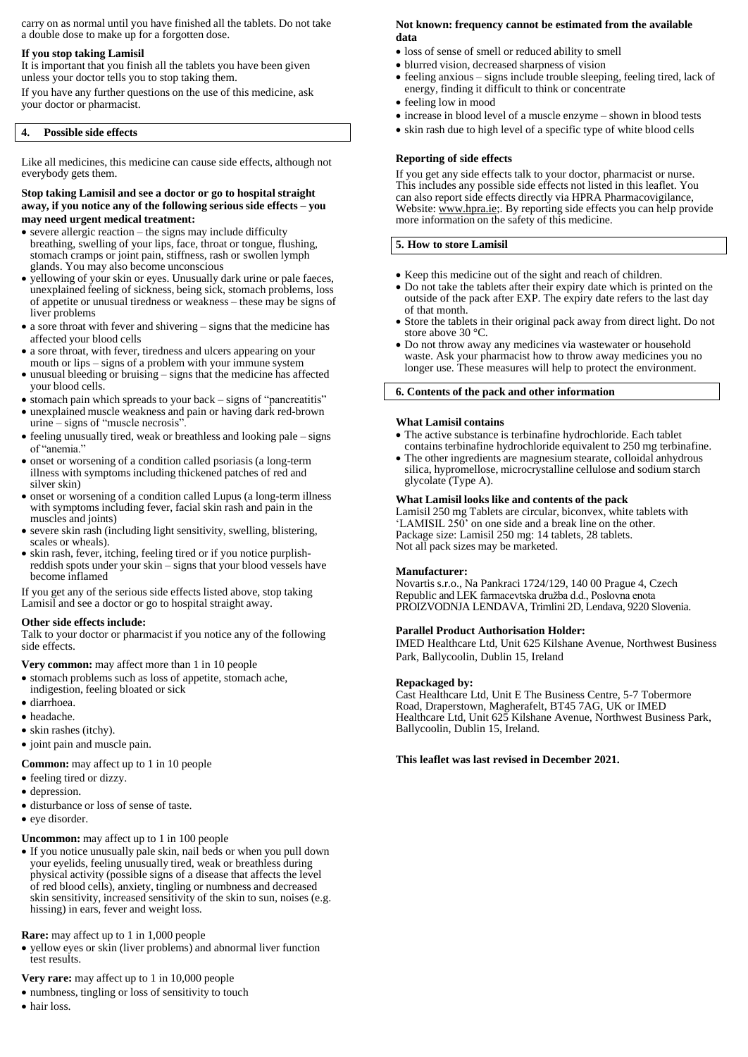carry on as normal until you have finished all the tablets. Do not take a double dose to make up for a forgotten dose.

**If you stop taking Lamisil**

It is important that you finish all the tablets you have been given unless your doctor tells you to stop taking them.

If you have any further questions on the use of this medicine, ask your doctor or pharmacist.

## 4. Possible side effects

Like all medicines, this medicine can cause side effects, although not everybody gets them.

**Stop taking Lamisil and see a doctor or go to hospital straight away, if you notice any of the following serious side effects – you may need urgent medical treatment:**

- severe allergic reaction – the signs may include difficulty breathing, swelling of your lips, face, throat or tongue, flushing, stomach cramps or joint pain, stiffness, rash or swollen lymph glands. You may also become unconscious
- yellowing of your skin or eyes. Unusually dark urine or pale faeces, unexplained feeling of sickness, being sick, stomach problems, loss of appetite or unusual tiredness or weakness – these may be signs of liver problems
- a sore throat with fever and shivering – signs that the medicine has affected your blood cells
- a sore throat, with fever, tiredness and ulcers appearing on your mouth or lips – signs of a problem with your immune system
- unusual bleeding or bruising – signs that the medicine has affected your blood cells.
- stomach pain which spreads to your back – signs of "pancreatitis"
- unexplained muscle weakness and pain or having dark red-brown urine – signs of "muscle necrosis".
- feeling unusually tired, weak or breathless and looking pale – signs of "anemia."
- onset or worsening of a condition called psoriasis (a long-term illness with symptoms including thickened patches of red and silver skin)
- onset or worsening of a condition called Lupus (a long-term illness with symptoms including fever, facial skin rash and pain in the muscles and joints)
- severe skin rash (including light sensitivity, swelling, blistering, scales or wheals).
- skin rash, fever, itching, feeling tired or if you notice purplish-reddish spots under your skin – signs that your blood vessels have become inflamed

If you get any of the serious side effects listed above, stop taking Lamisil and see a doctor or go to hospital straight away.

**Other side effects include:**

Talk to your doctor or pharmacist if you notice any of the following side effects.

**Very common:** may affect more than 1 in 10 people

- stomach problems such as loss of appetite, stomach ache, indigestion, feeling bloated or sick
- diarrhoea.
- headache.
- skin rashes (itchy).
- joint pain and muscle pain.

**Common:** may affect up to 1 in 10 people

- feeling tired or dizzy.
- depression.
- disturbance or loss of sense of taste.
- eye disorder.

**Uncommon:** may affect up to 1 in 100 people

- If you notice unusually pale skin, nail beds or when you pull down your eyelids, feeling unusually tired, weak or breathless during physical activity (possible signs of a disease that affects the level of red blood cells), anxiety, tingling or numbness and decreased skin sensitivity, increased sensitivity of the skin to sun, noises (e.g. hissing) in ears, fever and weight loss.

**Rare:** may affect up to 1 in 1,000 people

- yellow eyes or skin (liver problems) and abnormal liver function test results.

**Very rare:** may affect up to 1 in 10,000 people

- numbness, tingling or loss of sensitivity to touch
- hair loss.

**Not known: frequency cannot be estimated from the available data**

- loss of sense of smell or reduced ability to smell
- blurred vision, decreased sharpness of vision
- feeling anxious – signs include trouble sleeping, feeling tired, lack of energy, finding it difficult to think or concentrate
- feeling low in mood
- increase in blood level of a muscle enzyme – shown in blood tests
- skin rash due to high level of a specific type of white blood cells

**Reporting of side effects**

If you get any side effects talk to your doctor, pharmacist or nurse. This includes any possible side effects not listed in this leaflet. You can also report side effects directly via HPRA Pharmacovigilance, Website: www.hpra.ie;. By reporting side effects you can help provide more information on the safety of this medicine.

## 5. How to store Lamisil

- Keep this medicine out of the sight and reach of children.
- Do not take the tablets after their expiry date which is printed on the outside of the pack after EXP. The expiry date refers to the last day of that month.
- Store the tablets in their original pack away from direct light. Do not store above 30 °C.
- Do not throw away any medicines via wastewater or household waste. Ask your pharmacist how to throw away medicines you no longer use. These measures will help to protect the environment.

## 6. Contents of the pack and other information

**What Lamisil contains**

- The active substance is terbinafine hydrochloride. Each tablet contains terbinafine hydrochloride equivalent to 250 mg terbinafine.
- The other ingredients are magnesium stearate, colloidal anhydrous silica, hypromellose, microcrystalline cellulose and sodium starch glycolate (Type A).

**What Lamisil looks like and contents of the pack**

Lamisil 250 mg Tablets are circular, biconvex, white tablets with 'LAMISIL 250' on one side and a break line on the other.
Package size: Lamisil 250 mg: 14 tablets, 28 tablets.
Not all pack sizes may be marketed.

**Manufacturer:**

Novartis s.r.o., Na Pankraci 1724/129, 140 00 Prague 4, Czech Republic and LEK farmacevtska družba d.d., Poslovna enota PROIZVODNJA LENDAVA, Trimlini 2D, Lendava, 9220 Slovenia.

**Parallel Product Authorisation Holder:**

IMED Healthcare Ltd, Unit 625 Kilshane Avenue, Northwest Business Park, Ballycoolin, Dublin 15, Ireland

**Repackaged by:**

Cast Healthcare Ltd, Unit E The Business Centre, 5-7 Tobermore Road, Draperstown, Magherafelt, BT45 7AG, UK or IMED Healthcare Ltd, Unit 625 Kilshane Avenue, Northwest Business Park, Ballycoolin, Dublin 15, Ireland.

**This leaflet was last revised in December 2021.**